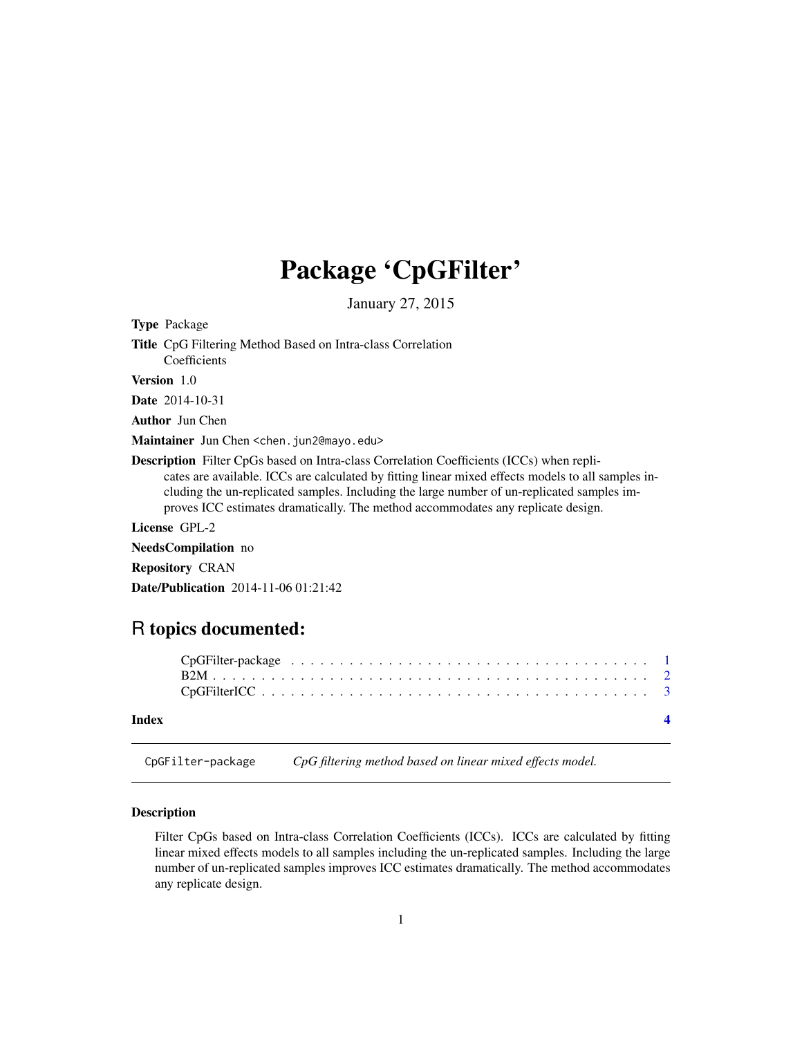# Package 'CpGFilter'

January 27, 2015

**Type** Package

**Title** CpG Filtering Method Based on Intra-class Correlation Coefficients

**Version** 1.0

**Date** 2014-10-31

**Author** Jun Chen

**Maintainer** Jun Chen <chen.jun2@mayo.edu>

**Description** Filter CpGs based on Intra-class Correlation Coefficients (ICCs) when replicates are available. ICCs are calculated by fitting linear mixed effects models to all samples including the un-replicated samples. Including the large number of un-replicated samples improves ICC estimates dramatically. The method accommodates any replicate design.

**License** GPL-2

**NeedsCompilation** no

**Repository** CRAN

**Date/Publication** 2014-11-06 01:21:42

## R topics documented:

| | |
|---|---|
| CpGFilter-package | 1 |
| B2M | 2 |
| CpGFilterICC | 3 |
| **Index** | **4** |

---

`CpGFilter-package` *CpG filtering method based on linear mixed effects model.*

---

### Description

Filter CpGs based on Intra-class Correlation Coefficients (ICCs). ICCs are calculated by fitting linear mixed effects models to all samples including the un-replicated samples. Including the large number of un-replicated samples improves ICC estimates dramatically. The method accommodates any replicate design.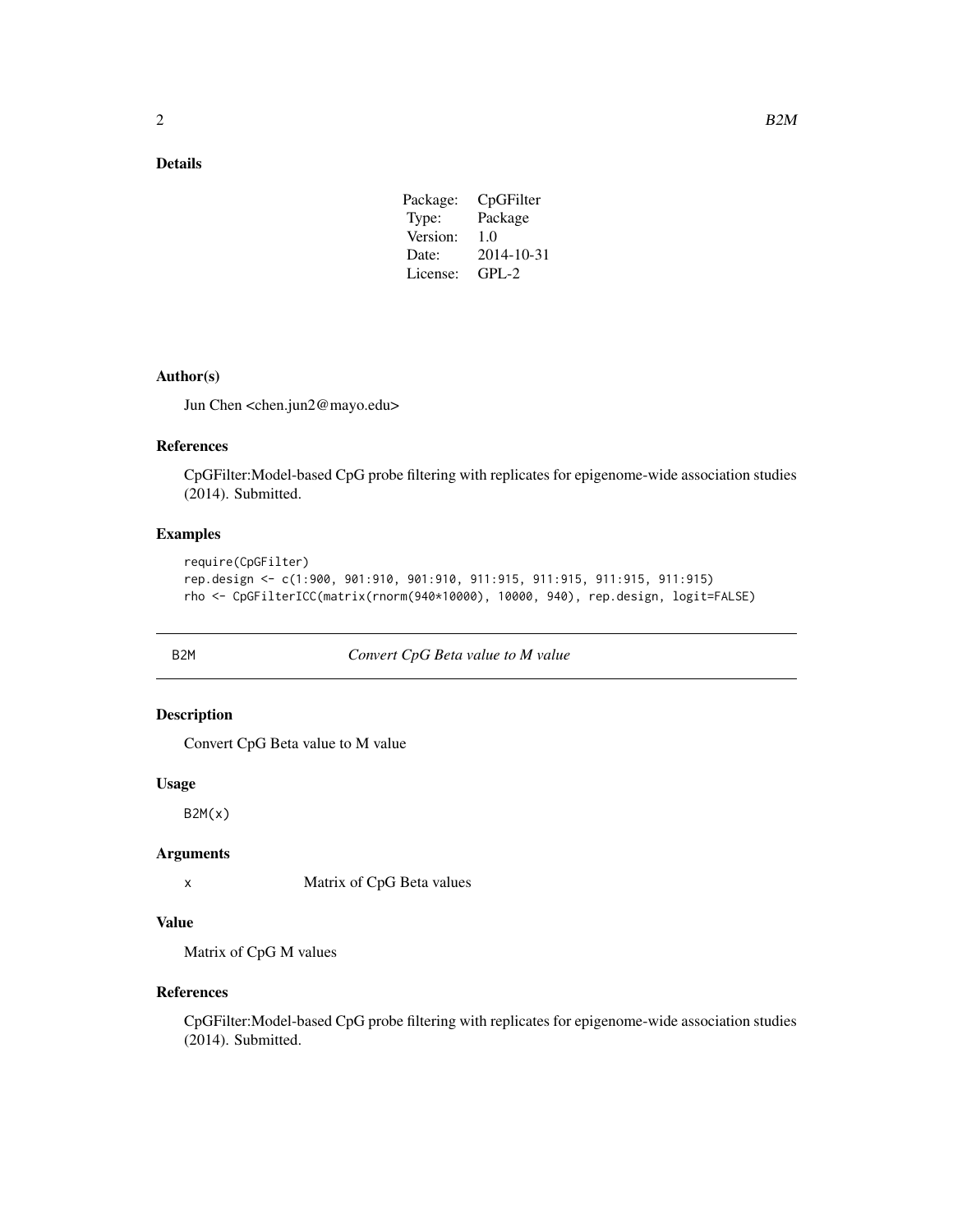### Details

| Package: | CpGFilter |
|---|---|
| Type: | Package |
| Version: | 1.0 |
| Date: | 2014-10-31 |
| License: | GPL-2 |

### Author(s)

Jun Chen <chen.jun2@mayo.edu>

### References

CpGFilter:Model-based CpG probe filtering with replicates for epigenome-wide association studies (2014). Submitted.

### Examples

```
require(CpGFilter)
rep.design <- c(1:900, 901:910, 901:910, 911:915, 911:915, 911:915, 911:915)
rho <- CpGFilterICC(matrix(rnorm(940*10000), 10000, 940), rep.design, logit=FALSE)
```

---

## B2M — *Convert CpG Beta value to M value*

---

### Description

Convert CpG Beta value to M value

### Usage

```
B2M(x)
```

### Arguments

| | |
|---|---|
| x | Matrix of CpG Beta values |

### Value

Matrix of CpG M values

### References

CpGFilter:Model-based CpG probe filtering with replicates for epigenome-wide association studies (2014). Submitted.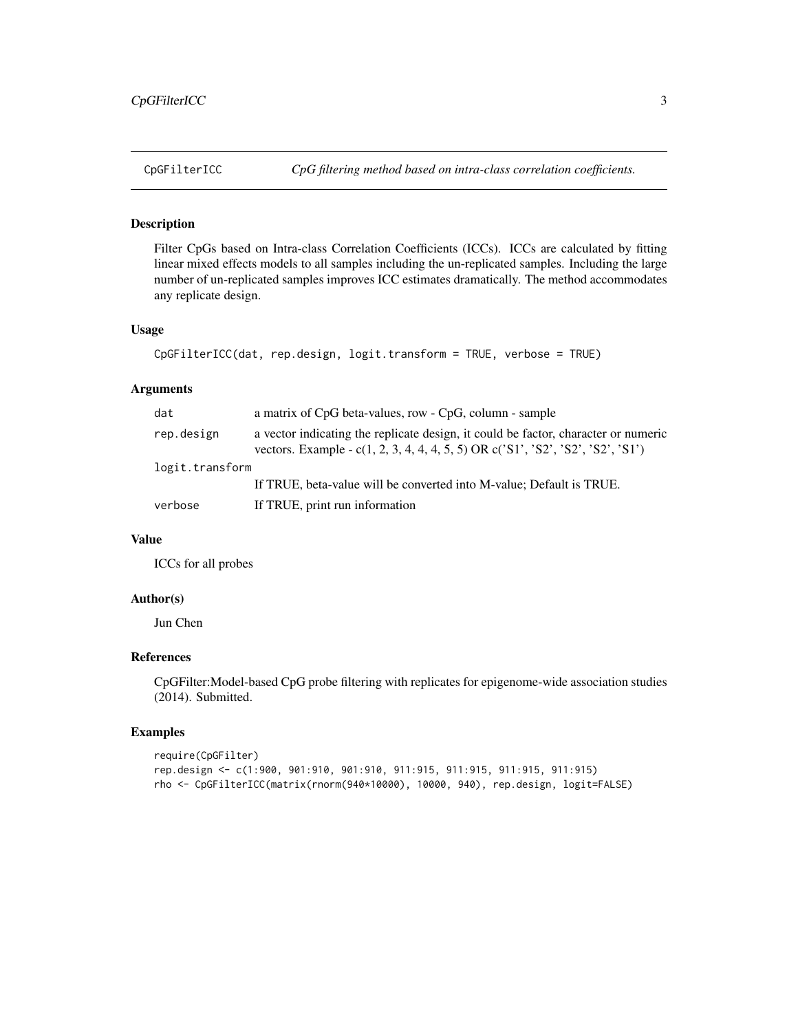## CpGFilterICC — *CpG filtering method based on intra-class correlation coefficients.*

### Description

Filter CpGs based on Intra-class Correlation Coefficients (ICCs). ICCs are calculated by fitting linear mixed effects models to all samples including the un-replicated samples. Including the large number of un-replicated samples improves ICC estimates dramatically. The method accommodates any replicate design.

### Usage

```
CpGFilterICC(dat, rep.design, logit.transform = TRUE, verbose = TRUE)
```

### Arguments

| | |
|---|---|
| `dat` | a matrix of CpG beta-values, row - CpG, column - sample |
| `rep.design` | a vector indicating the replicate design, it could be factor, character or numeric vectors. Example - c(1, 2, 3, 4, 4, 4, 5, 5) OR c('S1', 'S2', 'S2', 'S2', 'S1') |
| `logit.transform` | If TRUE, beta-value will be converted into M-value; Default is TRUE. |
| `verbose` | If TRUE, print run information |

### Value

ICCs for all probes

### Author(s)

Jun Chen

### References

CpGFilter:Model-based CpG probe filtering with replicates for epigenome-wide association studies (2014). Submitted.

### Examples

```
require(CpGFilter)
rep.design <- c(1:900, 901:910, 901:910, 911:915, 911:915, 911:915, 911:915)
rho <- CpGFilterICC(matrix(rnorm(940*10000), 10000, 940), rep.design, logit=FALSE)
```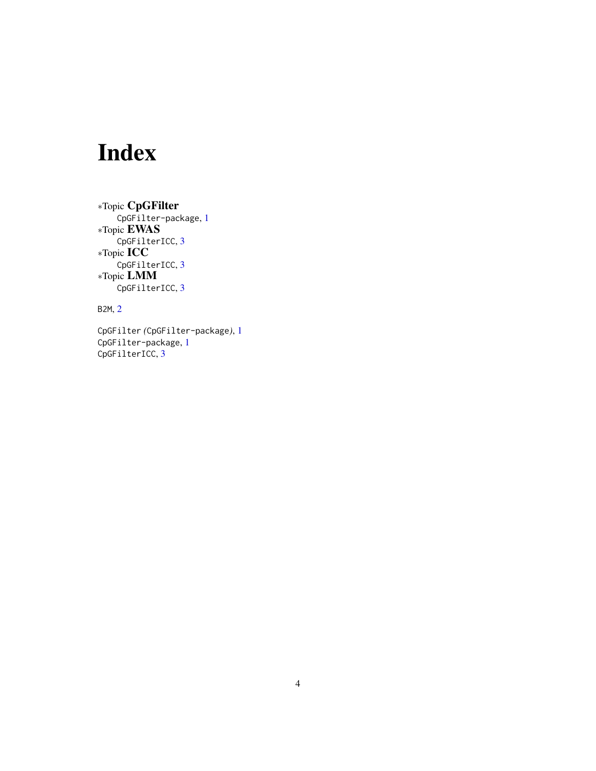# Index

*Topic **CpGFilter**
    CpGFilter-package, 1
*Topic **EWAS**
    CpGFilterICC, 3
*Topic **ICC**
    CpGFilterICC, 3
*Topic **LMM**
    CpGFilterICC, 3

B2M, 2

CpGFilter *(*CpGFilter-package*)*, 1
CpGFilter-package, 1
CpGFilterICC, 3